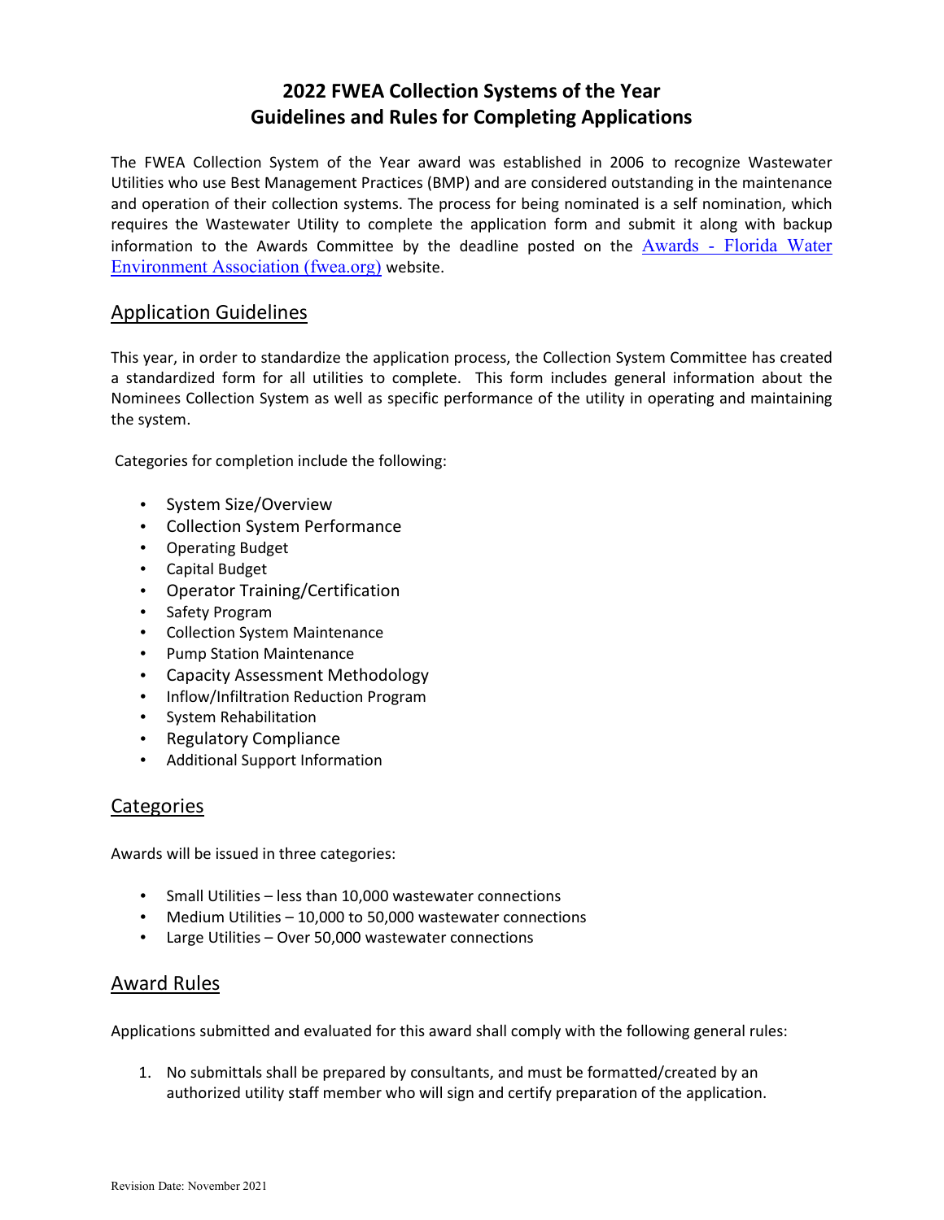# 2022 FWEA Collection Systems of the Year
# Guidelines and Rules for Completing Applications

The FWEA Collection System of the Year award was established in 2006 to recognize Wastewater Utilities who use Best Management Practices (BMP) and are considered outstanding in the maintenance and operation of their collection systems. The process for being nominated is a self nomination, which requires the Wastewater Utility to complete the application form and submit it along with backup information to the Awards Committee by the deadline posted on the [Awards - Florida Water Environment Association (fwea.org)](https://fwea.org) website.

## Application Guidelines

This year, in order to standardize the application process, the Collection System Committee has created a standardized form for all utilities to complete. This form includes general information about the Nominees Collection System as well as specific performance of the utility in operating and maintaining the system.

Categories for completion include the following:

- System Size/Overview
- Collection System Performance
- Operating Budget
- Capital Budget
- Operator Training/Certification
- Safety Program
- Collection System Maintenance
- Pump Station Maintenance
- Capacity Assessment Methodology
- Inflow/Infiltration Reduction Program
- System Rehabilitation
- Regulatory Compliance
- Additional Support Information

## Categories

Awards will be issued in three categories:

- Small Utilities – less than 10,000 wastewater connections
- Medium Utilities – 10,000 to 50,000 wastewater connections
- Large Utilities – Over 50,000 wastewater connections

## Award Rules

Applications submitted and evaluated for this award shall comply with the following general rules:

1. No submittals shall be prepared by consultants, and must be formatted/created by an authorized utility staff member who will sign and certify preparation of the application.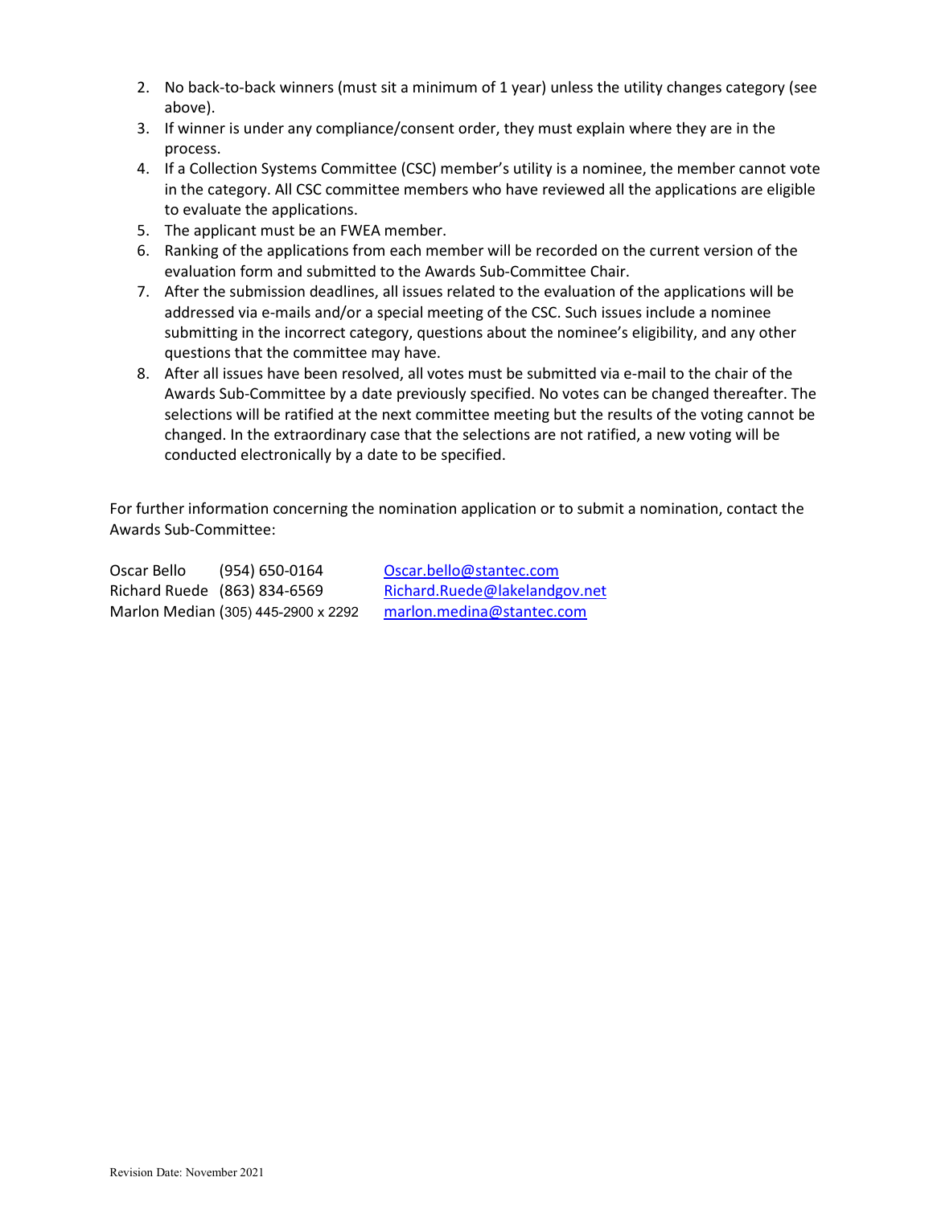2. No back-to-back winners (must sit a minimum of 1 year) unless the utility changes category (see above).
3. If winner is under any compliance/consent order, they must explain where they are in the process.
4. If a Collection Systems Committee (CSC) member's utility is a nominee, the member cannot vote in the category. All CSC committee members who have reviewed all the applications are eligible to evaluate the applications.
5. The applicant must be an FWEA member.
6. Ranking of the applications from each member will be recorded on the current version of the evaluation form and submitted to the Awards Sub-Committee Chair.
7. After the submission deadlines, all issues related to the evaluation of the applications will be addressed via e-mails and/or a special meeting of the CSC. Such issues include a nominee submitting in the incorrect category, questions about the nominee's eligibility, and any other questions that the committee may have.
8. After all issues have been resolved, all votes must be submitted via e-mail to the chair of the Awards Sub-Committee by a date previously specified. No votes can be changed thereafter. The selections will be ratified at the next committee meeting but the results of the voting cannot be changed. In the extraordinary case that the selections are not ratified, a new voting will be conducted electronically by a date to be specified.

For further information concerning the nomination application or to submit a nomination, contact the Awards Sub-Committee:

| | | |
|---|---|---|
| Oscar Bello | (954) 650-0164 | Oscar.bello@stantec.com |
| Richard Ruede | (863) 834-6569 | Richard.Ruede@lakelandgov.net |
| Marlon Median | (305) 445-2900 x 2292 | marlon.medina@stantec.com |

Revision Date: November 2021